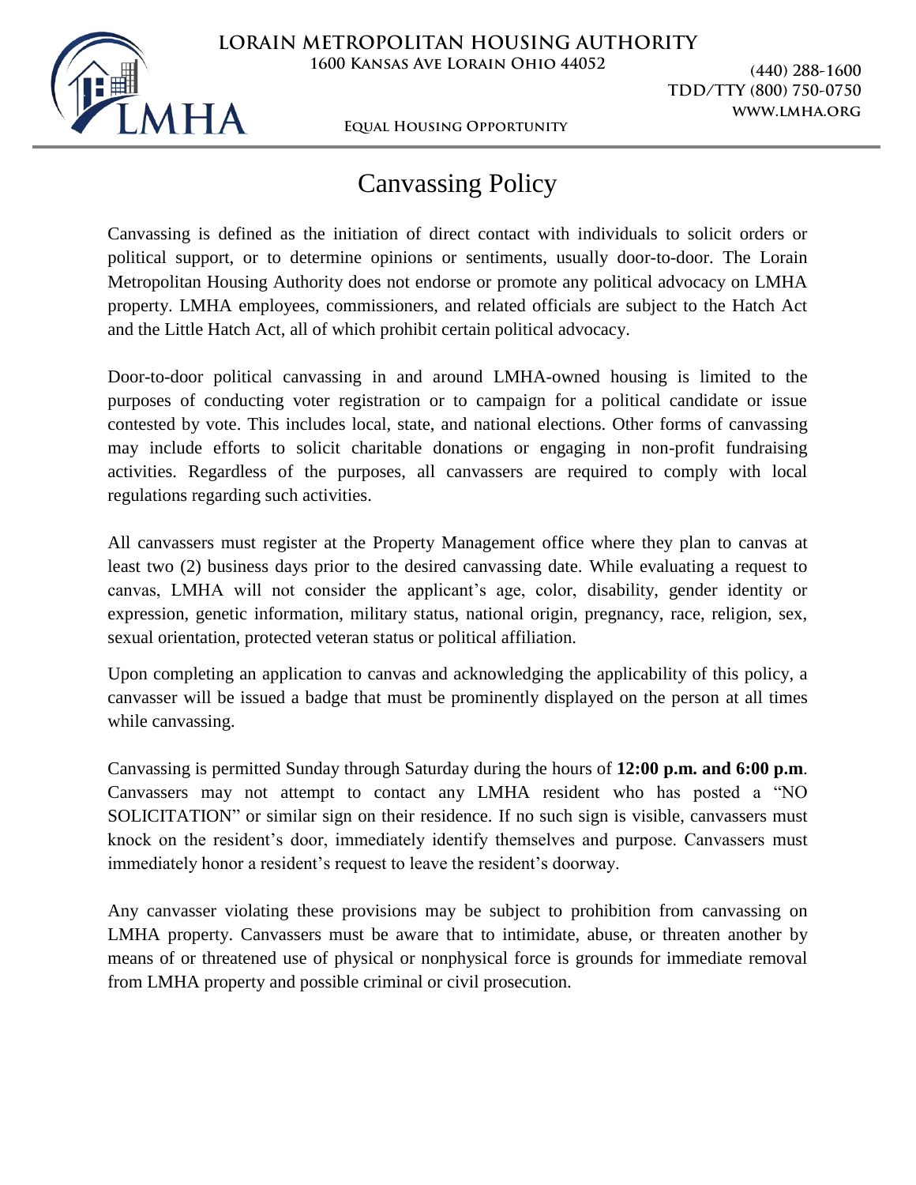**LORAIN METROPOLITAN HOUSING AUTHORITY**
**1600 Kansas Ave Lorain Ohio 44052**

(440) 288-1600
TDD/TTY (800) 750-0750
www.lmha.org

LMHA

**Equal Housing Opportunity**

# Canvassing Policy

Canvassing is defined as the initiation of direct contact with individuals to solicit orders or political support, or to determine opinions or sentiments, usually door-to-door. The Lorain Metropolitan Housing Authority does not endorse or promote any political advocacy on LMHA property. LMHA employees, commissioners, and related officials are subject to the Hatch Act and the Little Hatch Act, all of which prohibit certain political advocacy.

Door-to-door political canvassing in and around LMHA-owned housing is limited to the purposes of conducting voter registration or to campaign for a political candidate or issue contested by vote. This includes local, state, and national elections. Other forms of canvassing may include efforts to solicit charitable donations or engaging in non-profit fundraising activities. Regardless of the purposes, all canvassers are required to comply with local regulations regarding such activities.

All canvassers must register at the Property Management office where they plan to canvas at least two (2) business days prior to the desired canvassing date. While evaluating a request to canvas, LMHA will not consider the applicant's age, color, disability, gender identity or expression, genetic information, military status, national origin, pregnancy, race, religion, sex, sexual orientation, protected veteran status or political affiliation.

Upon completing an application to canvas and acknowledging the applicability of this policy, a canvasser will be issued a badge that must be prominently displayed on the person at all times while canvassing.

Canvassing is permitted Sunday through Saturday during the hours of **12:00 p.m. and 6:00 p.m**. Canvassers may not attempt to contact any LMHA resident who has posted a "NO SOLICITATION" or similar sign on their residence. If no such sign is visible, canvassers must knock on the resident's door, immediately identify themselves and purpose. Canvassers must immediately honor a resident's request to leave the resident's doorway.

Any canvasser violating these provisions may be subject to prohibition from canvassing on LMHA property. Canvassers must be aware that to intimidate, abuse, or threaten another by means of or threatened use of physical or nonphysical force is grounds for immediate removal from LMHA property and possible criminal or civil prosecution.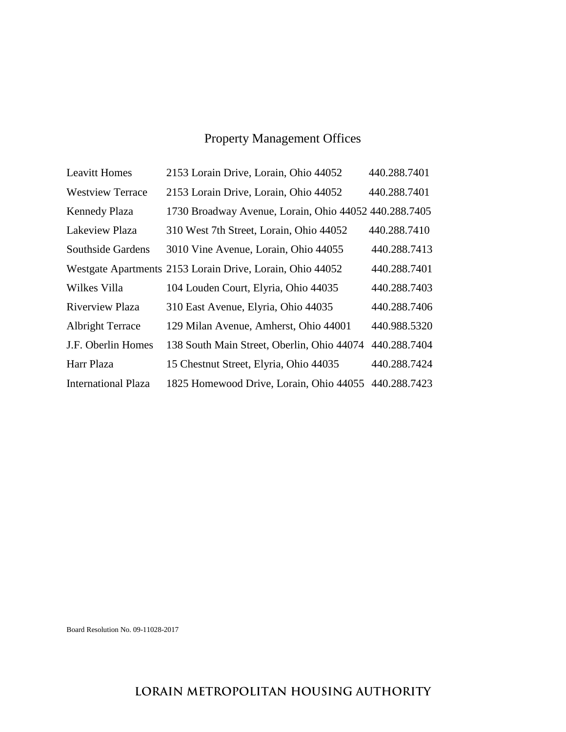# Property Management Offices

| | | |
|---|---|---|
| Leavitt Homes | 2153 Lorain Drive, Lorain, Ohio 44052 | 440.288.7401 |
| Westview Terrace | 2153 Lorain Drive, Lorain, Ohio 44052 | 440.288.7401 |
| Kennedy Plaza | 1730 Broadway Avenue, Lorain, Ohio 44052 | 440.288.7405 |
| Lakeview Plaza | 310 West 7th Street, Lorain, Ohio 44052 | 440.288.7410 |
| Southside Gardens | 3010 Vine Avenue, Lorain, Ohio 44055 | 440.288.7413 |
| Westgate Apartments | 2153 Lorain Drive, Lorain, Ohio 44052 | 440.288.7401 |
| Wilkes Villa | 104 Louden Court, Elyria, Ohio 44035 | 440.288.7403 |
| Riverview Plaza | 310 East Avenue, Elyria, Ohio 44035 | 440.288.7406 |
| Albright Terrace | 129 Milan Avenue, Amherst, Ohio 44001 | 440.988.5320 |
| J.F. Oberlin Homes | 138 South Main Street, Oberlin, Ohio 44074 | 440.288.7404 |
| Harr Plaza | 15 Chestnut Street, Elyria, Ohio 44035 | 440.288.7424 |
| International Plaza | 1825 Homewood Drive, Lorain, Ohio 44055 | 440.288.7423 |

Board Resolution No. 09-11028-2017

LORAIN METROPOLITAN HOUSING AUTHORITY